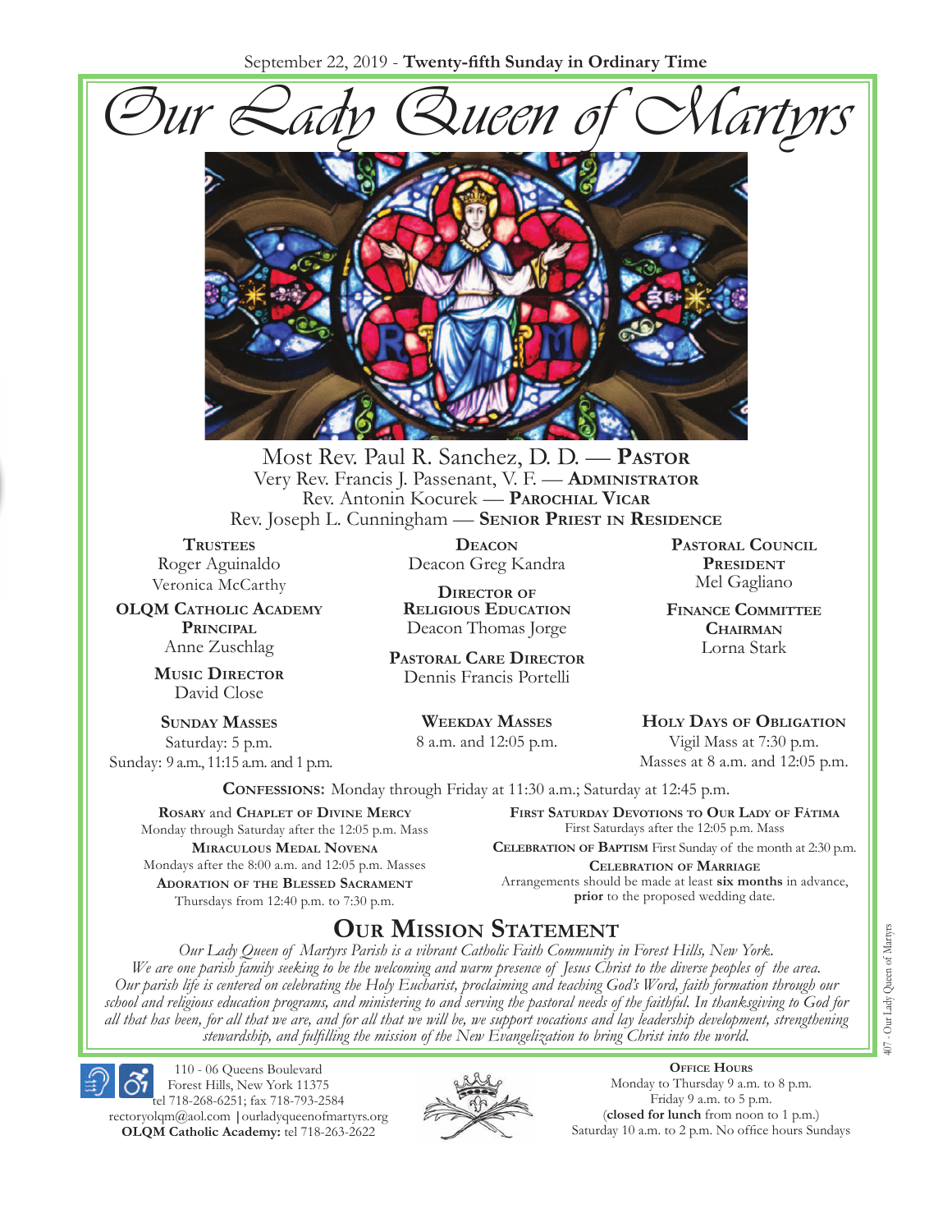September 22, 2019 - **Twenty-fifth Sunday in Ordinary Time**

# Our Lady Queen of Martyrs

Most Rev. Paul R. Sanchez, D. D. — **Pastor**
Very Rev. Francis J. Passenant, V. F. — **Administrator**
Rev. Antonin Kocurek — **Parochial Vicar**
Rev. Joseph L. Cunningham — **Senior Priest in Residence**

**Trustees**
Roger Aguinaldo
Veronica McCarthy

**OLQM Catholic Academy Principal**
Anne Zuschlag

**Music Director**
David Close

**Deacon**
Deacon Greg Kandra

**Director of Religious Education**
Deacon Thomas Jorge

**Pastoral Care Director**
Dennis Francis Portelli

**Pastoral Council President**
Mel Gagliano

**Finance Committee Chairman**
Lorna Stark

**Sunday Masses**
Saturday: 5 p.m.
Sunday: 9 a.m., 11:15 a.m. and 1 p.m.

**Weekday Masses**
8 a.m. and 12:05 p.m.

**Holy Days of Obligation**
Vigil Mass at 7:30 p.m.
Masses at 8 a.m. and 12:05 p.m.

**Confessions:** Monday through Friday at 11:30 a.m.; Saturday at 12:45 p.m.

**Rosary** and **Chaplet of Divine Mercy**
Monday through Saturday after the 12:05 p.m. Mass

**Miraculous Medal Novena**
Mondays after the 8:00 a.m. and 12:05 p.m. Masses

**Adoration of the Blessed Sacrament**
Thursdays from 12:40 p.m. to 7:30 p.m.

**First Saturday Devotions to Our Lady of Fátima**
First Saturdays after the 12:05 p.m. Mass

**Celebration of Baptism** First Sunday of the month at 2:30 p.m.

**Celebration of Marriage**
Arrangements should be made at least **six months** in advance, **prior** to the proposed wedding date.

## Our Mission Statement

*Our Lady Queen of Martyrs Parish is a vibrant Catholic Faith Community in Forest Hills, New York. We are one parish family seeking to be the welcoming and warm presence of Jesus Christ to the diverse peoples of the area. Our parish life is centered on celebrating the Holy Eucharist, proclaiming and teaching God's Word, faith formation through our school and religious education programs, and ministering to and serving the pastoral needs of the faithful. In thanksgiving to God for all that has been, for all that we are, and for all that we will be, we support vocations and lay leadership development, strengthening stewardship, and fulfilling the mission of the New Evangelization to bring Christ into the world.*

110 - 06 Queens Boulevard
Forest Hills, New York 11375
tel 718-268-6251; fax 718-793-2584
rectoryolqm@aol.com | ourladyqueenofmartyrs.org
**OLQM Catholic Academy:** tel 718-263-2622

**Office Hours**
Monday to Thursday 9 a.m. to 8 p.m.
Friday 9 a.m. to 5 p.m.
(**closed for lunch** from noon to 1 p.m.)
Saturday 10 a.m. to 2 p.m. No office hours Sundays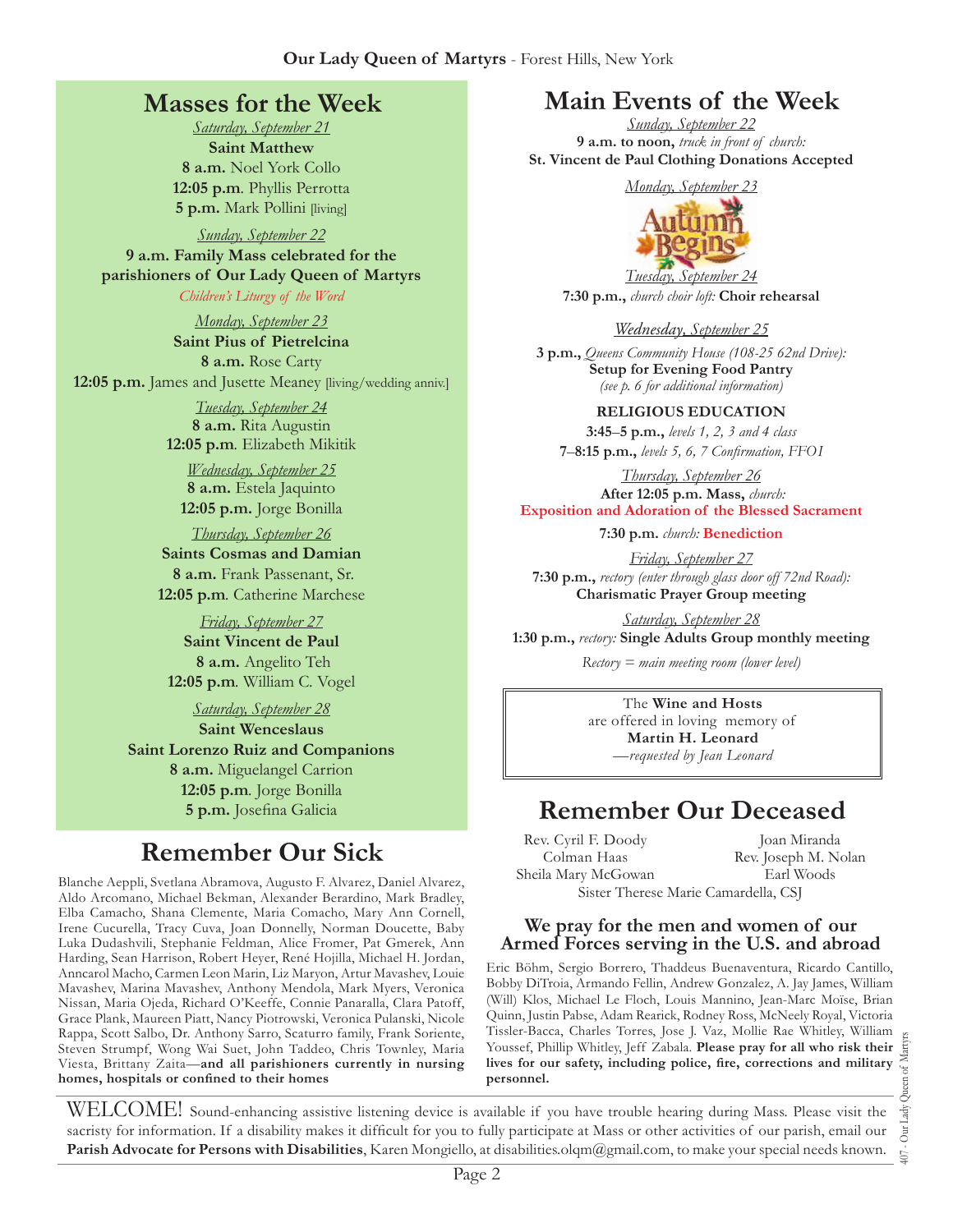## Masses for the Week

*Saturday, September 21*
**Saint Matthew**
**8 a.m.** Noel York Collo
**12:05 p.m**. Phyllis Perrotta
**5 p.m.** Mark Pollini [living]

*Sunday, September 22*
**9 a.m. Family Mass celebrated for the parishioners of Our Lady Queen of Martyrs**
*Children's Liturgy of the Word*

*Monday, September 23*
**Saint Pius of Pietrelcina**
**8 a.m.** Rose Carty
**12:05 p.m.** James and Jusette Meaney [living/wedding anniv.]

*Tuesday, September 24*
**8 a.m.** Rita Augustin
**12:05 p.m**. Elizabeth Mikitik

*Wednesday, September 25*
**8 a.m.** Estela Jaquinto
**12:05 p.m.** Jorge Bonilla

*Thursday, September 26*
**Saints Cosmas and Damian**
**8 a.m.** Frank Passenant, Sr.
**12:05 p.m**. Catherine Marchese

*Friday, September 27*
**Saint Vincent de Paul**
**8 a.m.** Angelito Teh
**12:05 p.m**. William C. Vogel

*Saturday, September 28*
**Saint Wenceslaus**
**Saint Lorenzo Ruiz and Companions**
**8 a.m.** Miguelangel Carrion
**12:05 p.m**. Jorge Bonilla
**5 p.m.** Josefina Galicia

## Remember Our Sick

Blanche Aeppli, Svetlana Abramova, Augusto F. Alvarez, Daniel Alvarez, Aldo Arcomano, Michael Bekman, Alexander Berardino, Mark Bradley, Elba Camacho, Shana Clemente, Maria Comacho, Mary Ann Cornell, Irene Cucurella, Tracy Cuva, Joan Donnelly, Norman Doucette, Baby Luka Dudashvili, Stephanie Feldman, Alice Fromer, Pat Gmerek, Ann Harding, Sean Harrison, Robert Heyer, René Hojilla, Michael H. Jordan, Anncarol Macho, Carmen Leon Marin, Liz Maryon, Artur Mavashev, Louie Mavashev, Marina Mavashev, Anthony Mendola, Mark Myers, Veronica Nissan, Maria Ojeda, Richard O'Keeffe, Connie Panaralla, Clara Patoff, Grace Plank, Maureen Piatt, Nancy Piotrowski, Veronica Pulanski, Nicole Rappa, Scott Salbo, Dr. Anthony Sarro, Scaturro family, Frank Soriente, Steven Strumpf, Wong Wai Suet, John Taddeo, Chris Townley, Maria Viesta, Brittany Zaita—**and all parishioners currently in nursing homes, hospitals or confined to their homes**

## Main Events of the Week

*Sunday, September 22*
**9 a.m. to noon,** *truck in front of church:*
**St. Vincent de Paul Clothing Donations Accepted**

*Monday, September 23*
Autumn Begins

*Tuesday, September 24*
**7:30 p.m.,** *church choir loft:* **Choir rehearsal**

*Wednesday, September 25*
**3 p.m.,** *Queens Community House (108-25 62nd Drive):*
**Setup for Evening Food Pantry**
*(see p. 6 for additional information)*

**RELIGIOUS EDUCATION**
**3:45–5 p.m.,** *levels 1, 2, 3 and 4 class*
**7–8:15 p.m.,** *levels 5, 6, 7 Confirmation, FFO1*

*Thursday, September 26*
**After 12:05 p.m. Mass,** *church:*
**Exposition and Adoration of the Blessed Sacrament**

**7:30 p.m.** *church:* **Benediction**

*Friday, September 27*
**7:30 p.m.,** *rectory (enter through glass door off 72nd Road):*
**Charismatic Prayer Group meeting**

*Saturday, September 28*
**1:30 p.m.,** *rectory:* **Single Adults Group monthly meeting**

*Rectory = main meeting room (lower level)*

The **Wine and Hosts** are offered in loving memory of **Martin H. Leonard**
*—requested by Jean Leonard*

## Remember Our Deceased

Rev. Cyril F. Doody, Joan Miranda, Colman Haas, Rev. Joseph M. Nolan, Sheila Mary McGowan, Earl Woods, Sister Therese Marie Camardella, CSJ

### We pray for the men and women of our Armed Forces serving in the U.S. and abroad

Eric Böhm, Sergio Borrero, Thaddeus Buenaventura, Ricardo Cantillo, Bobby DiTroia, Armando Fellin, Andrew Gonzalez, A. Jay James, William (Will) Klos, Michael Le Floch, Louis Mannino, Jean-Marc Moïse, Brian Quinn, Justin Pabse, Adam Rearick, Rodney Ross, McNeely Royal, Victoria Tissler-Bacca, Charles Torres, Jose J. Vaz, Mollie Rae Whitley, William Youssef, Phillip Whitley, Jeff Zabala. **Please pray for all who risk their lives for our safety, including police, fire, corrections and military personnel.**

WELCOME! Sound-enhancing assistive listening device is available if you have trouble hearing during Mass. Please visit the sacristy for information. If a disability makes it difficult for you to fully participate at Mass or other activities of our parish, email our **Parish Advocate for Persons with Disabilities**, Karen Mongiello, at disabilities.olqm@gmail.com, to make your special needs known.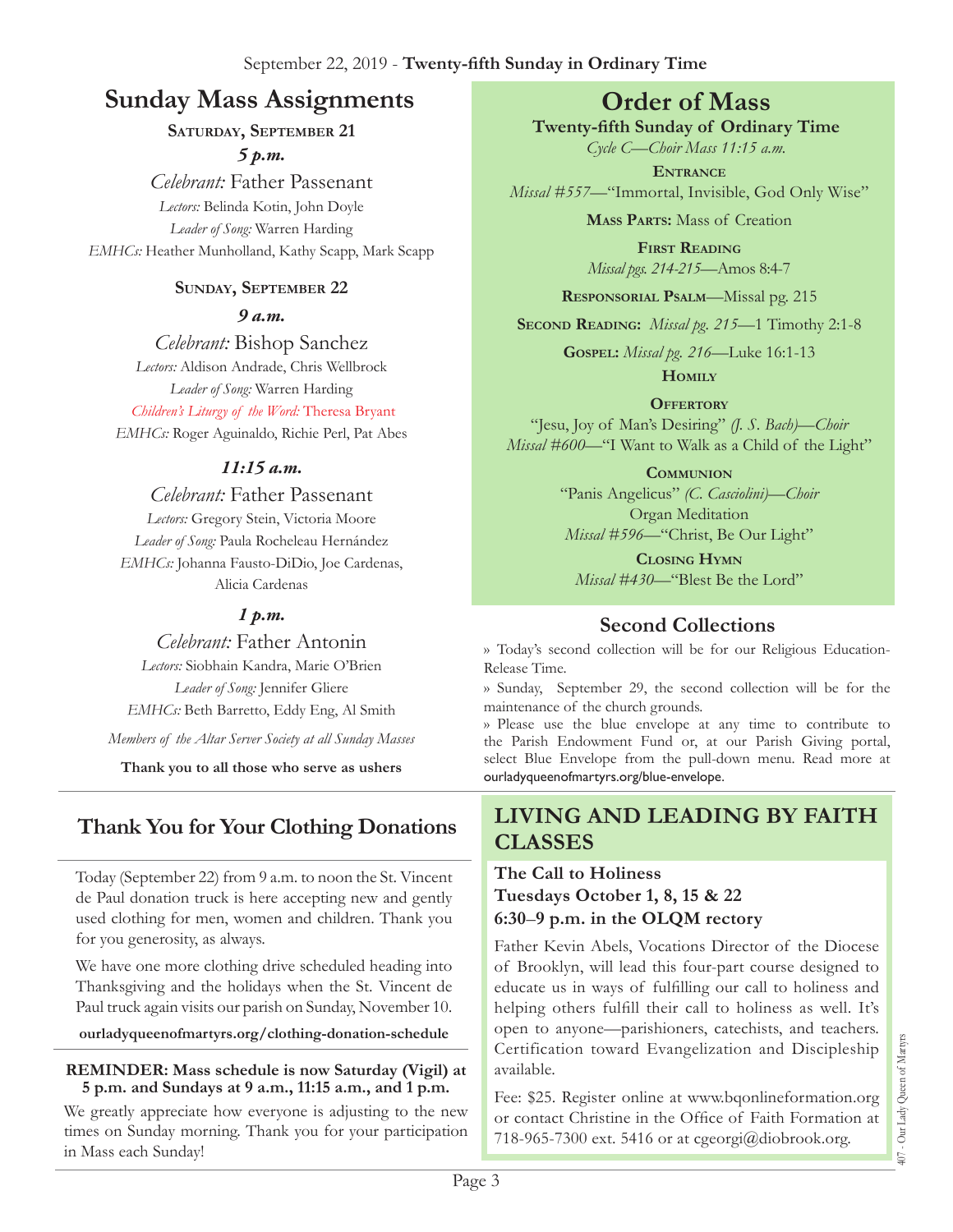September 22, 2019 - **Twenty-fifth Sunday in Ordinary Time**

# Sunday Mass Assignments

**Saturday, September 21**

***5 p.m.***

*Celebrant:* Father Passenant
*Lectors:* Belinda Kotin, John Doyle
*Leader of Song:* Warren Harding
*EMHCs:* Heather Munholland, Kathy Scapp, Mark Scapp

**Sunday, September 22**

***9 a.m.***

*Celebrant:* Bishop Sanchez
*Lectors:* Aldison Andrade, Chris Wellbrock
*Leader of Song:* Warren Harding
*Children's Liturgy of the Word:* Theresa Bryant
*EMHCs:* Roger Aguinaldo, Richie Perl, Pat Abes

***11:15 a.m.***

*Celebrant:* Father Passenant
*Lectors:* Gregory Stein, Victoria Moore
*Leader of Song:* Paula Rocheleau Hernández
*EMHCs:* Johanna Fausto-DiDio, Joe Cardenas, Alicia Cardenas

***1 p.m.***

*Celebrant:* Father Antonin
*Lectors:* Siobhain Kandra, Marie O'Brien
*Leader of Song:* Jennifer Gliere
*EMHCs:* Beth Barretto, Eddy Eng, Al Smith

*Members of the Altar Server Society at all Sunday Masses*

**Thank you to all those who serve as ushers**

# Order of Mass

**Twenty-fifth Sunday of Ordinary Time**

*Cycle C—Choir Mass 11:15 a.m.*

**Entrance**
*Missal #557*—"Immortal, Invisible, God Only Wise"

**Mass Parts:** Mass of Creation

**First Reading**
*Missal pgs. 214-215*—Amos 8:4-7

**Responsorial Psalm**—Missal pg. 215

**Second Reading:** *Missal pg. 215*—1 Timothy 2:1-8

**Gospel:** *Missal pg. 216*—Luke 16:1-13

**Homily**

**Offertory**
"Jesu, Joy of Man's Desiring" *(J. S. Bach)—Choir*
*Missal #600*—"I Want to Walk as a Child of the Light"

**Communion**
"Panis Angelicus" *(C. Casciolini)—Choir*
Organ Meditation
*Missal #596*—"Christ, Be Our Light"

**Closing Hymn**
*Missal #430*—"Blest Be the Lord"

## Second Collections

» Today's second collection will be for our Religious Education-Release Time.

» Sunday, September 29, the second collection will be for the maintenance of the church grounds.

» Please use the blue envelope at any time to contribute to the Parish Endowment Fund or, at our Parish Giving portal, select Blue Envelope from the pull-down menu. Read more at ourladyqueenofmartyrs.org/blue-envelope.

## Thank You for Your Clothing Donations

Today (September 22) from 9 a.m. to noon the St. Vincent de Paul donation truck is here accepting new and gently used clothing for men, women and children. Thank you for you generosity, as always.

We have one more clothing drive scheduled heading into Thanksgiving and the holidays when the St. Vincent de Paul truck again visits our parish on Sunday, November 10.

**ourladyqueenofmartyrs.org/clothing-donation-schedule**

**REMINDER: Mass schedule is now Saturday (Vigil) at 5 p.m. and Sundays at 9 a.m., 11:15 a.m., and 1 p.m.**

We greatly appreciate how everyone is adjusting to the new times on Sunday morning. Thank you for your participation in Mass each Sunday!

## LIVING AND LEADING BY FAITH CLASSES

**The Call to Holiness**
**Tuesdays October 1, 8, 15 & 22**
**6:30–9 p.m. in the OLQM rectory**

Father Kevin Abels, Vocations Director of the Diocese of Brooklyn, will lead this four-part course designed to educate us in ways of fulfilling our call to holiness and helping others fulfill their call to holiness as well. It's open to anyone—parishioners, catechists, and teachers. Certification toward Evangelization and Discipleship available.

Fee: $25. Register online at www.bqonlineformation.org or contact Christine in the Office of Faith Formation at 718-965-7300 ext. 5416 or at cgeorgi@diobrook.org.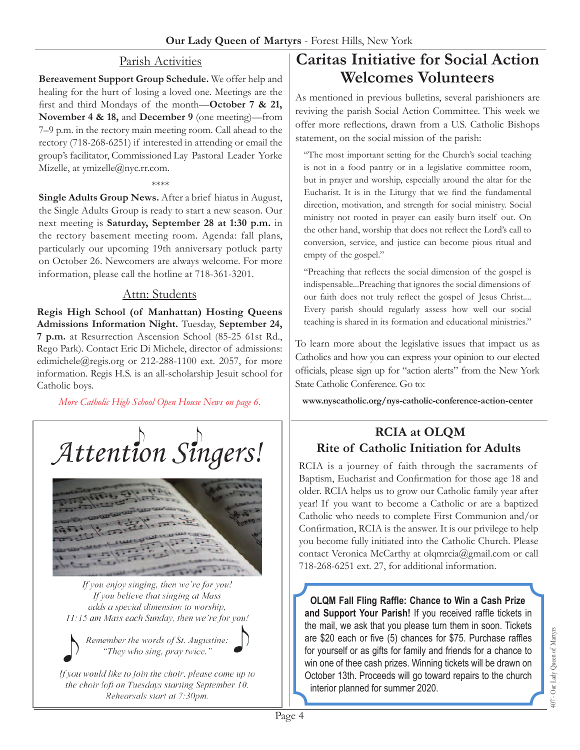## Parish Activities

**Bereavement Support Group Schedule.** We offer help and healing for the hurt of losing a loved one. Meetings are the first and third Mondays of the month—**October 7 & 21, November 4 & 18,** and **December 9** (one meeting)—from 7–9 p.m. in the rectory main meeting room. Call ahead to the rectory (718-268-6251) if interested in attending or email the group's facilitator, Commissioned Lay Pastoral Leader Yorke Mizelle, at ymizelle@nyc.rr.com.

\*\*\*\*

**Single Adults Group News.** After a brief hiatus in August, the Single Adults Group is ready to start a new season. Our next meeting is **Saturday, September 28 at 1:30 p.m.** in the rectory basement meeting room. Agenda: fall plans, particularly our upcoming 19th anniversary potluck party on October 26. Newcomers are always welcome. For more information, please call the hotline at 718-361-3201.

## Attn: Students

**Regis High School (of Manhattan) Hosting Queens Admissions Information Night.** Tuesday, **September 24, 7 p.m.** at Resurrection Ascension School (85-25 61st Rd., Rego Park). Contact Eric Di Michele, director of admissions: edimichele@regis.org or 212-288-1100 ext. 2057, for more information. Regis H.S. is an all-scholarship Jesuit school for Catholic boys.

*More Catholic High School Open House News on page 6.*

# Attention Singers!

*If you enjoy singing, then we're for you!*
*If you believe that singing at Mass adds a special dimension to worship,*
*11:15 am Mass each Sunday, then we're for you!*

*Remember the words of St. Augustine: "They who sing, pray twice."*

*If you would like to join the choir, please come up to the choir loft on Tuesdays starting September 10. Rehearsals start at 7:30pm.*

# Caritas Initiative for Social Action Welcomes Volunteers

As mentioned in previous bulletins, several parishioners are reviving the parish Social Action Committee. This week we offer more reflections, drawn from a U.S. Catholic Bishops statement, on the social mission of the parish:

> "The most important setting for the Church's social teaching is not in a food pantry or in a legislative committee room, but in prayer and worship, especially around the altar for the Eucharist. It is in the Liturgy that we find the fundamental direction, motivation, and strength for social ministry. Social ministry not rooted in prayer can easily burn itself out. On the other hand, worship that does not reflect the Lord's call to conversion, service, and justice can become pious ritual and empty of the gospel."
>
> "Preaching that reflects the social dimension of the gospel is indispensable...Preaching that ignores the social dimensions of our faith does not truly reflect the gospel of Jesus Christ.... Every parish should regularly assess how well our social teaching is shared in its formation and educational ministries."

To learn more about the legislative issues that impact us as Catholics and how you can express your opinion to our elected officials, please sign up for "action alerts" from the New York State Catholic Conference. Go to:

**www.nyscatholic.org/nys-catholic-conference-action-center**

## RCIA at OLQM
## Rite of Catholic Initiation for Adults

RCIA is a journey of faith through the sacraments of Baptism, Eucharist and Confirmation for those age 18 and older. RCIA helps us to grow our Catholic family year after year! If you want to become a Catholic or are a baptized Catholic who needs to complete First Communion and/or Confirmation, RCIA is the answer. It is our privilege to help you become fully initiated into the Catholic Church. Please contact Veronica McCarthy at olqmrcia@gmail.com or call 718-268-6251 ext. 27, for additional information.

**OLQM Fall Fling Raffle: Chance to Win a Cash Prize and Support Your Parish!** If you received raffle tickets in the mail, we ask that you please turn them in soon. Tickets are $20 each or five (5) chances for $75. Purchase raffles for yourself or as gifts for family and friends for a chance to win one of thee cash prizes. Winning tickets will be drawn on October 13th. Proceeds will go toward repairs to the church interior planned for summer 2020.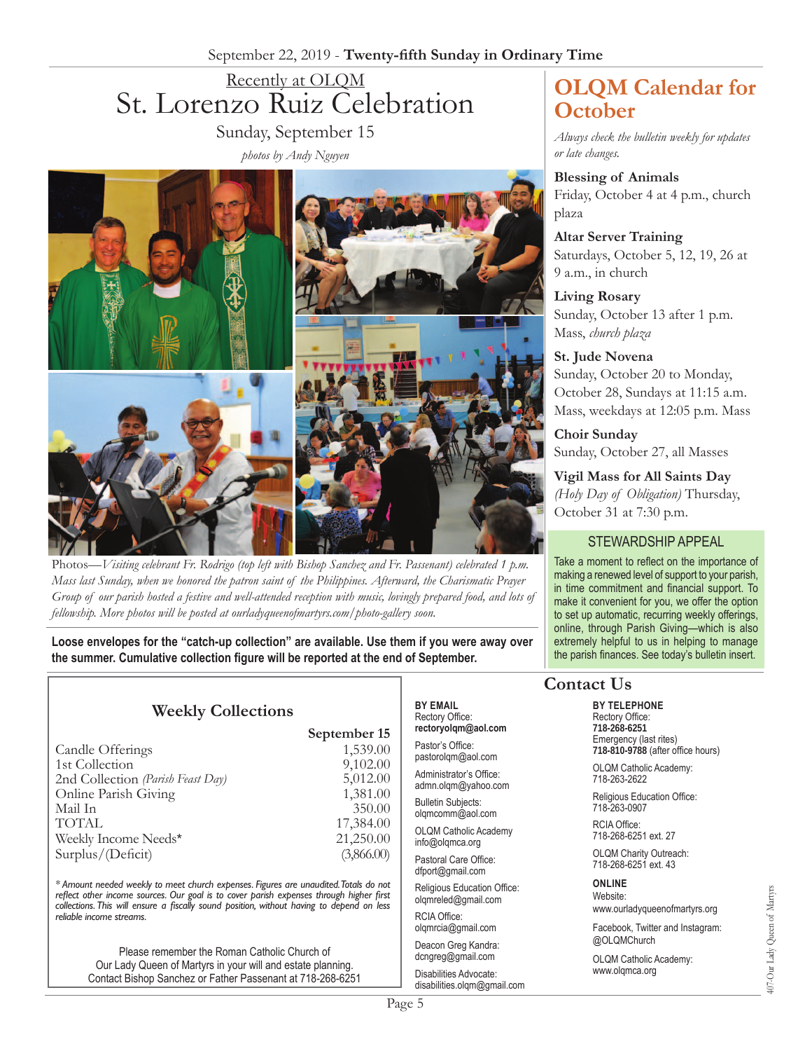## Recently at OLQM

# St. Lorenzo Ruiz Celebration

Sunday, September 15

*photos by Andy Nguyen*

Photos—*Visiting celebrant Fr. Rodrigo (top left with Bishop Sanchez and Fr. Passenant) celebrated 1 p.m. Mass last Sunday, when we honored the patron saint of the Philippines. Afterward, the Charismatic Prayer Group of our parish hosted a festive and well-attended reception with music, lovingly prepared food, and lots of fellowship. More photos will be posted at ourladyqueenofmartyrs.com/photo-gallery soon.*

**Loose envelopes for the "catch-up collection" are available. Use them if you were away over the summer. Cumulative collection figure will be reported at the end of September.**

## OLQM Calendar for October

*Always check the bulletin weekly for updates or late changes.*

**Blessing of Animals**
Friday, October 4 at 4 p.m., church plaza

**Altar Server Training**
Saturdays, October 5, 12, 19, 26 at 9 a.m., in church

**Living Rosary**
Sunday, October 13 after 1 p.m. Mass, *church plaza*

**St. Jude Novena**
Sunday, October 20 to Monday, October 28, Sundays at 11:15 a.m. Mass, weekdays at 12:05 p.m. Mass

**Choir Sunday**
Sunday, October 27, all Masses

**Vigil Mass for All Saints Day**
*(Holy Day of Obligation)* Thursday, October 31 at 7:30 p.m.

### STEWARDSHIP APPEAL

Take a moment to reflect on the importance of making a renewed level of support to your parish, in time commitment and financial support. To make it convenient for you, we offer the option to set up automatic, recurring weekly offerings, online, through Parish Giving—which is also extremely helpful to us in helping to manage the parish finances. See today's bulletin insert.

## Weekly Collections

| | September 15 |
|---|---|
| Candle Offerings | 1,539.00 |
| 1st Collection | 9,102.00 |
| 2nd Collection *(Parish Feast Day)* | 5,012.00 |
| Online Parish Giving | 1,381.00 |
| Mail In | 350.00 |
| TOTAL | 17,384.00 |
| Weekly Income Needs* | 21,250.00 |
| Surplus/(Deficit) | (3,866.00) |

**Amount needed weekly to meet church expenses. Figures are unaudited. Totals do not reflect other income sources. Our goal is to cover parish expenses through higher first collections. This will ensure a fiscally sound position, without having to depend on less reliable income streams.*

Please remember the Roman Catholic Church of Our Lady Queen of Martyrs in your will and estate planning. Contact Bishop Sanchez or Father Passenant at 718-268-6251

## Contact Us

**BY EMAIL**

Rectory Office:
**rectoryolqm@aol.com**

Pastor's Office:
pastorolqm@aol.com

Administrator's Office:
admn.olqm@yahoo.com

Bulletin Subjects:
olqmcomm@aol.com

OLQM Catholic Academy
info@olqmca.org

Pastoral Care Office:
dfport@gmail.com

Religious Education Office:
olqmreled@gmail.com

RCIA Office:
olqmrcia@gmail.com

Deacon Greg Kandra:
dcngreg@gmail.com

Disabilities Advocate:
disabilities.olqm@gmail.com

**BY TELEPHONE**

Rectory Office:
**718-268-6251**

Emergency (last rites)
**718-810-9788** (after office hours)

OLQM Catholic Academy:
718-263-2622

Religious Education Office:
718-263-0907

RCIA Office:
718-268-6251 ext. 27

OLQM Charity Outreach:
718-268-6251 ext. 43

**ONLINE**

Website:
www.ourladyqueenofmartyrs.org

Facebook, Twitter and Instagram:
@OLQMChurch

OLQM Catholic Academy:
www.olqmca.org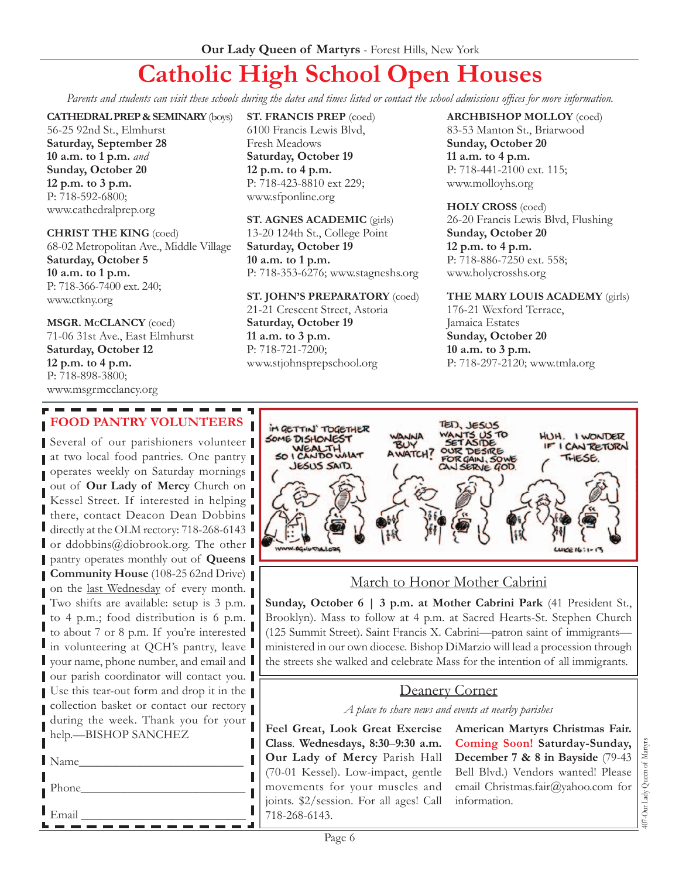# Catholic High School Open Houses

*Parents and students can visit these schools during the dates and times listed or contact the school admissions offices for more information.*

**CATHEDRAL PREP & SEMINARY** (boys)
56-25 92nd St., Elmhurst
**Saturday, September 28**
**10 a.m. to 1 p.m.** *and*
**Sunday, October 20**
**12 p.m. to 3 p.m.**
P: 718-592-6800;
www.cathedralprep.org

**CHRIST THE KING** (coed)
68-02 Metropolitan Ave., Middle Village
**Saturday, October 5**
**10 a.m. to 1 p.m.**
P: 718-366-7400 ext. 240;
www.ctkny.org

**MSGR. McCLANCY** (coed)
71-06 31st Ave., East Elmhurst
**Saturday, October 12**
**12 p.m. to 4 p.m.**
P: 718-898-3800;
www.msgrmcclancy.org

**ST. FRANCIS PREP** (coed)
6100 Francis Lewis Blvd,
Fresh Meadows
**Saturday, October 19**
**12 p.m. to 4 p.m.**
P: 718-423-8810 ext 229;
www.sfponline.org

**ST. AGNES ACADEMIC** (girls)
13-20 124th St., College Point
**Saturday, October 19**
**10 a.m. to 1 p.m.**
P: 718-353-6276; www.stagneshs.org

**ST. JOHN'S PREPARATORY** (coed)
21-21 Crescent Street, Astoria
**Saturday, October 19**
**11 a.m. to 3 p.m.**
P: 718-721-7200;
www.stjohnsprepschool.org

**ARCHBISHOP MOLLOY** (coed)
83-53 Manton St., Briarwood
**Sunday, October 20**
**11 a.m. to 4 p.m.**
P: 718-441-2100 ext. 115;
www.molloyhs.org

**HOLY CROSS** (coed)
26-20 Francis Lewis Blvd, Flushing
**Sunday, October 20**
**12 p.m. to 4 p.m.**
P: 718-886-7250 ext. 558;
www.holycrosshs.org

**THE MARY LOUIS ACADEMY** (girls)
176-21 Wexford Terrace,
Jamaica Estates
**Sunday, October 20**
**10 a.m. to 3 p.m.**
P: 718-297-2120; www.tmla.org

## FOOD PANTRY VOLUNTEERS

Several of our parishioners volunteer at two local food pantries. One pantry operates weekly on Saturday mornings out of **Our Lady of Mercy** Church on Kessel Street. If interested in helping there, contact Deacon Dean Dobbins directly at the OLM rectory: 718-268-6143 or ddobbins@diobrook.org. The other pantry operates monthly out of **Queens Community House** (108-25 62nd Drive) on the last Wednesday of every month. Two shifts are available: setup is 3 p.m. to 4 p.m.; food distribution is 6 p.m. to about 7 or 8 p.m. If you're interested in volunteering at QCH's pantry, leave your name, phone number, and email and our parish coordinator will contact you. Use this tear-out form and drop it in the collection basket or contact our rectory during the week. Thank you for your help.—BISHOP SANCHEZ

Name_______________________

Phone_______________________

Email _______________________

## March to Honor Mother Cabrini

**Sunday, October 6 | 3 p.m. at Mother Cabrini Park** (41 President St., Brooklyn). Mass to follow at 4 p.m. at Sacred Hearts-St. Stephen Church (125 Summit Street). Saint Francis X. Cabrini—patron saint of immigrants—ministered in our own diocese. Bishop DiMarzio will lead a procession through the streets she walked and celebrate Mass for the intention of all immigrants.

## Deanery Corner

*A place to share news and events at nearby parishes*

**Feel Great, Look Great Exercise Class**. **Wednesdays, 8:30–9:30 a.m. Our Lady of Mercy** Parish Hall (70-01 Kessel). Low-impact, gentle movements for your muscles and joints. $2/session. For all ages! Call 718-268-6143.

**American Martyrs Christmas Fair. Coming Soon! Saturday-Sunday, December 7 & 8 in Bayside** (79-43 Bell Blvd.) Vendors wanted! Please email Christmas.fair@yahoo.com for information.